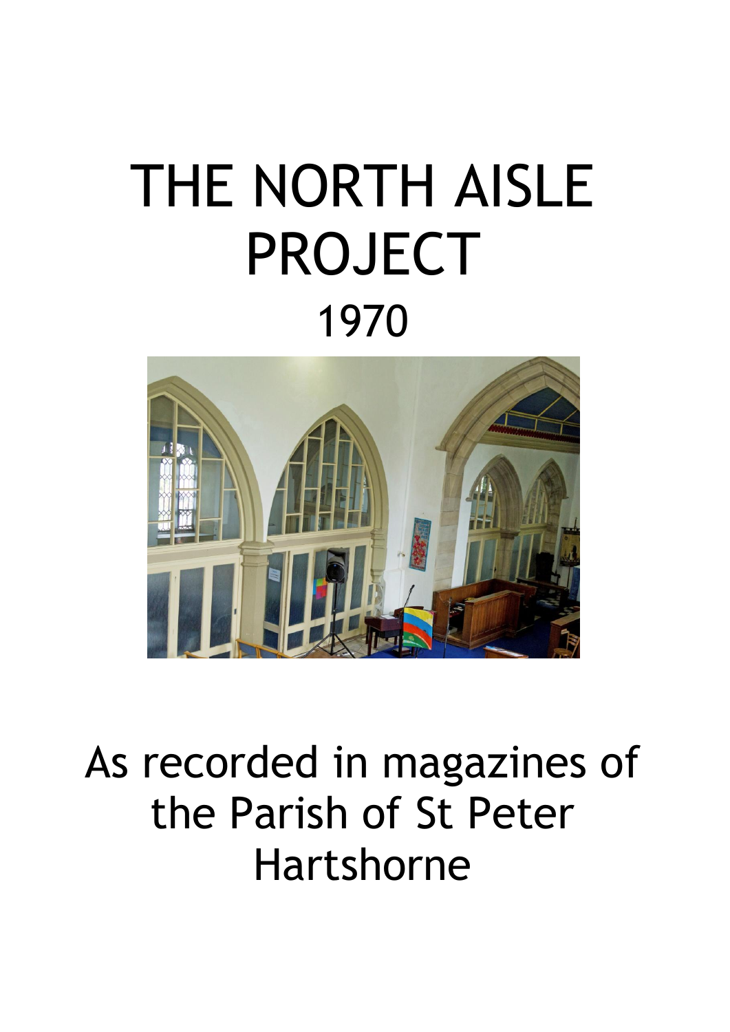# THE NORTH AISLE PROJECT

## 1970

As recorded in magazines of the Parish of St Peter Hartshorne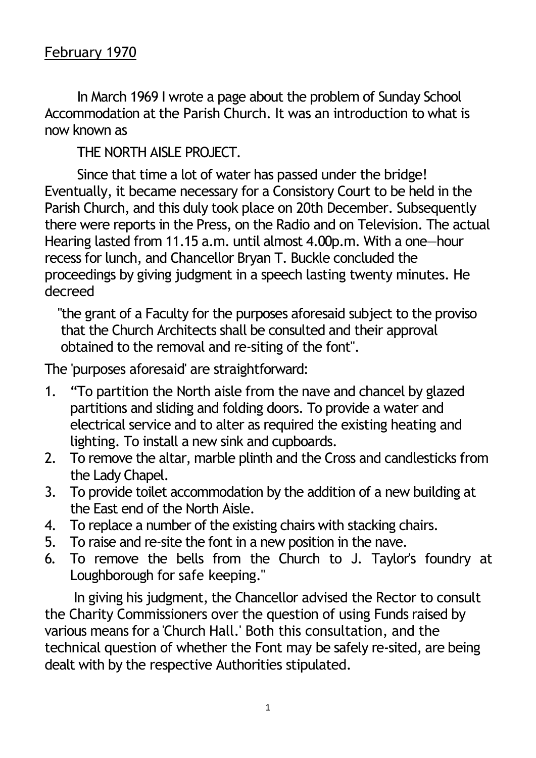<u>February 1970</u>

In March 1969 I wrote a page about the problem of Sunday School Accommodation at the Parish Church. It was an introduction to what is now known as

THE NORTH AISLE PROJECT.

Since that time a lot of water has passed under the bridge! Eventually, it became necessary for a Consistory Court to be held in the Parish Church, and this duly took place on 20th December. Subsequently there were reports in the Press, on the Radio and on Television. The actual Hearing lasted from 11.15 a.m. until almost 4.00p.m. With a one—hour recess for lunch, and Chancellor Bryan T. Buckle concluded the proceedings by giving judgment in a speech lasting twenty minutes. He decreed

> "the grant of a Faculty for the purposes aforesaid subject to the proviso that the Church Architects shall be consulted and their approval obtained to the removal and re-siting of the font".

The 'purposes aforesaid' are straightforward:

1. "To partition the North aisle from the nave and chancel by glazed partitions and sliding and folding doors. To provide a water and electrical service and to alter as required the existing heating and lighting. To install a new sink and cupboards.
2. To remove the altar, marble plinth and the Cross and candlesticks from the Lady Chapel.
3. To provide toilet accommodation by the addition of a new building at the East end of the North Aisle.
4. To replace a number of the existing chairs with stacking chairs.
5. To raise and re-site the font in a new position in the nave.
6. To remove the bells from the Church to J. Taylor's foundry at Loughborough for safe keeping."

In giving his judgment, the Chancellor advised the Rector to consult the Charity Commissioners over the question of using Funds raised by various means for a 'Church Hall.' Both this consultation, and the technical question of whether the Font may be safely re-sited, are being dealt with by the respective Authorities stipulated.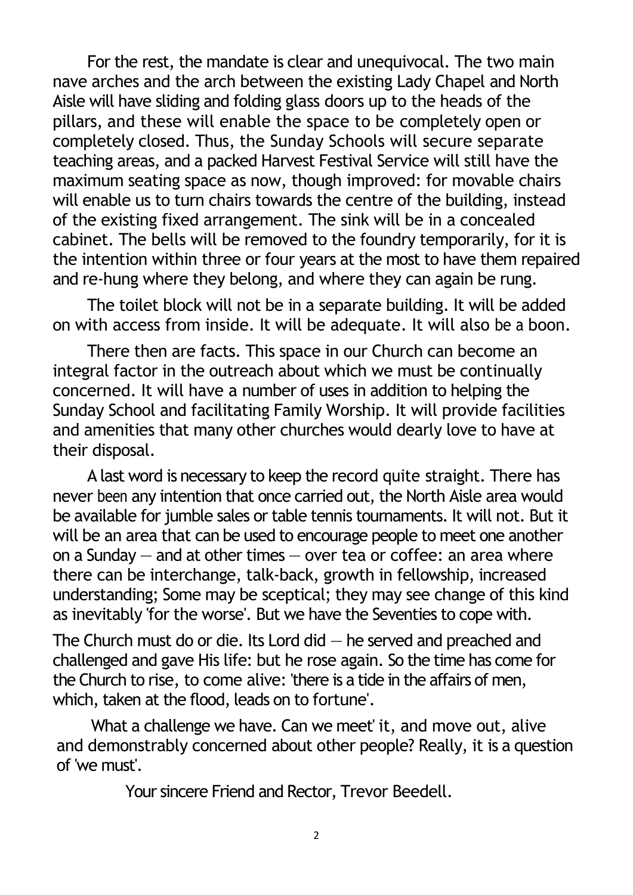For the rest, the mandate is clear and unequivocal. The two main nave arches and the arch between the existing Lady Chapel and North Aisle will have sliding and folding glass doors up to the heads of the pillars, and these will enable the space to be completely open or completely closed. Thus, the Sunday Schools will secure separate teaching areas, and a packed Harvest Festival Service will still have the maximum seating space as now, though improved: for movable chairs will enable us to turn chairs towards the centre of the building, instead of the existing fixed arrangement. The sink will be in a concealed cabinet. The bells will be removed to the foundry temporarily, for it is the intention within three or four years at the most to have them repaired and re-hung where they belong, and where they can again be rung.

The toilet block will not be in a separate building. It will be added on with access from inside. It will be adequate. It will also be a boon.

There then are facts. This space in our Church can become an integral factor in the outreach about which we must be continually concerned. It will have a number of uses in addition to helping the Sunday School and facilitating Family Worship. It will provide facilities and amenities that many other churches would dearly love to have at their disposal.

A last word is necessary to keep the record quite straight. There has never been any intention that once carried out, the North Aisle area would be available for jumble sales or table tennis tournaments. It will not. But it will be an area that can be used to encourage people to meet one another on a Sunday — and at other times — over tea or coffee: an area where there can be interchange, talk-back, growth in fellowship, increased understanding; Some may be sceptical; they may see change of this kind as inevitably 'for the worse'. But we have the Seventies to cope with.

The Church must do or die. Its Lord did — he served and preached and challenged and gave His life: but he rose again. So the time has come for the Church to rise, to come alive: 'there is a tide in the affairs of men, which, taken at the flood, leads on to fortune'.

What a challenge we have. Can we meet' it, and move out, alive and demonstrably concerned about other people? Really, it is a question of 'we must'.

Your sincere Friend and Rector, Trevor Beedell.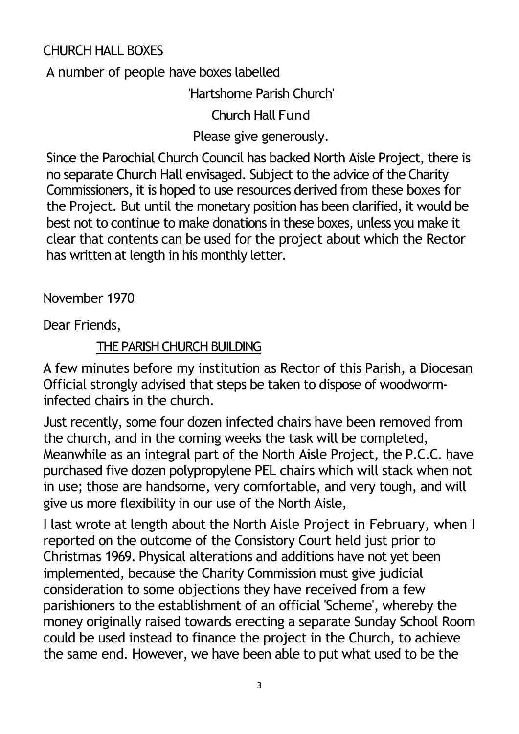## CHURCH HALL BOXES

A number of people have boxes labelled

'Hartshorne Parish Church'

Church Hall Fund

Please give generously.

Since the Parochial Church Council has backed North Aisle Project, there is no separate Church Hall envisaged. Subject to the advice of the Charity Commissioners, it is hoped to use resources derived from these boxes for the Project. But until the monetary position has been clarified, it would be best not to continue to make donations in these boxes, unless you make it clear that contents can be used for the project about which the Rector has written at length in his monthly letter.

November 1970

Dear Friends,

### THE PARISH CHURCH BUILDING

A few minutes before my institution as Rector of this Parish, a Diocesan Official strongly advised that steps be taken to dispose of woodworm-infected chairs in the church.

Just recently, some four dozen infected chairs have been removed from the church, and in the coming weeks the task will be completed, Meanwhile as an integral part of the North Aisle Project, the P.C.C. have purchased five dozen polypropylene PEL chairs which will stack when not in use; those are handsome, very comfortable, and very tough, and will give us more flexibility in our use of the North Aisle,

I last wrote at length about the North Aisle Project in February, when I reported on the outcome of the Consistory Court held just prior to Christmas 1969. Physical alterations and additions have not yet been implemented, because the Charity Commission must give judicial consideration to some objections they have received from a few parishioners to the establishment of an official 'Scheme', whereby the money originally raised towards erecting a separate Sunday School Room could be used instead to finance the project in the Church, to achieve the same end. However, we have been able to put what used to be the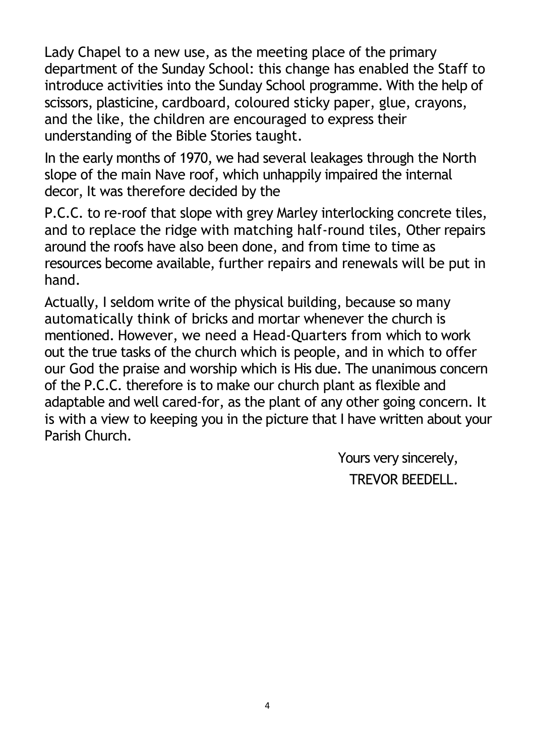Lady Chapel to a new use, as the meeting place of the primary department of the Sunday School: this change has enabled the Staff to introduce activities into the Sunday School programme. With the help of scissors, plasticine, cardboard, coloured sticky paper, glue, crayons, and the like, the children are encouraged to express their understanding of the Bible Stories taught.

In the early months of 1970, we had several leakages through the North slope of the main Nave roof, which unhappily impaired the internal decor, It was therefore decided by the

P.C.C. to re-roof that slope with grey Marley interlocking concrete tiles, and to replace the ridge with matching half-round tiles, Other repairs around the roofs have also been done, and from time to time as resources become available, further repairs and renewals will be put in hand.

Actually, I seldom write of the physical building, because so many automatically think of bricks and mortar whenever the church is mentioned. However, we need a Head-Quarters from which to work out the true tasks of the church which is people, and in which to offer our God the praise and worship which is His due. The unanimous concern of the P.C.C. therefore is to make our church plant as flexible and adaptable and well cared-for, as the plant of any other going concern. It is with a view to keeping you in the picture that I have written about your Parish Church.

Yours very sincerely,

TREVOR BEEDELL.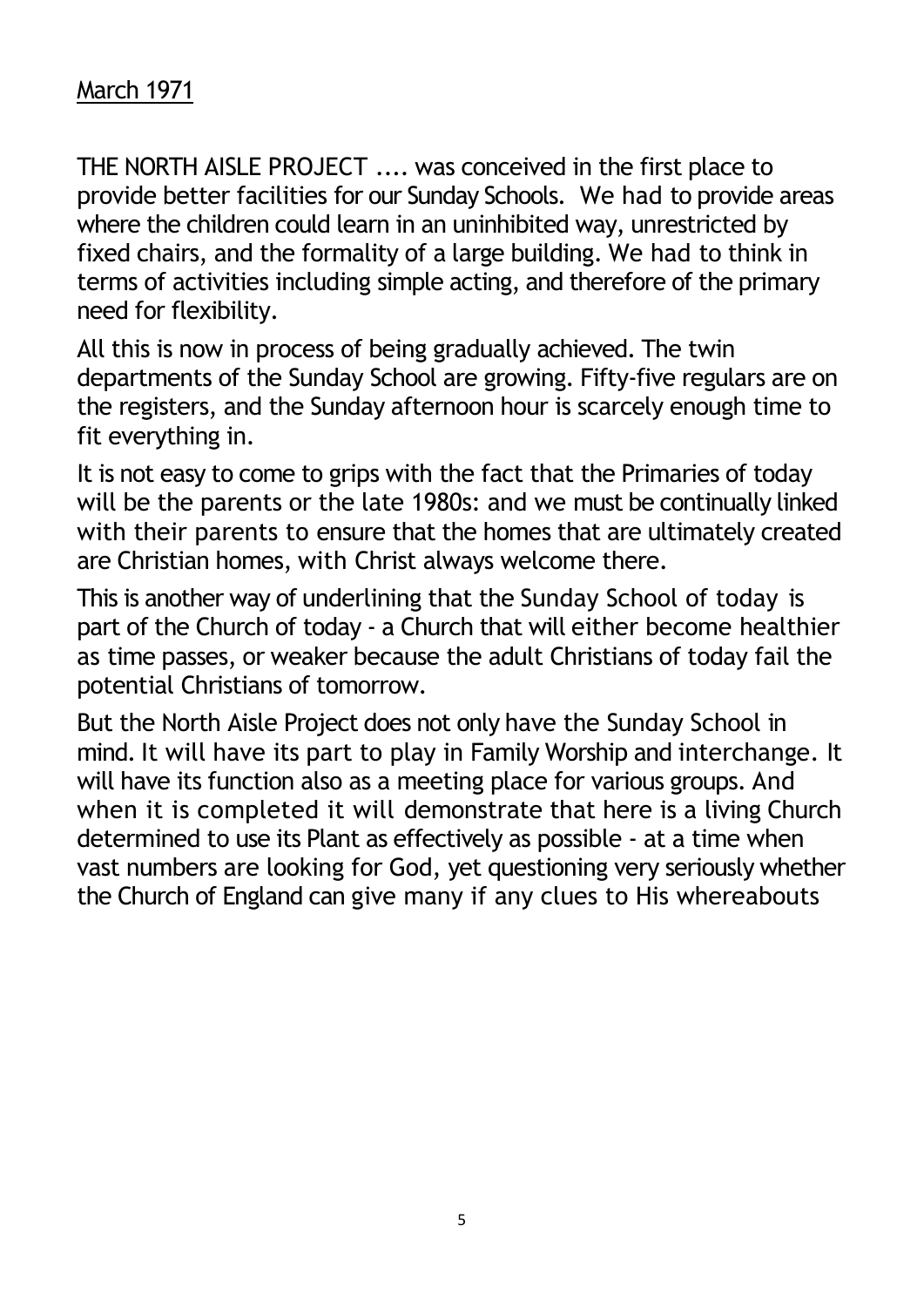March 1971

THE NORTH AISLE PROJECT .... was conceived in the first place to provide better facilities for our Sunday Schools. We had to provide areas where the children could learn in an uninhibited way, unrestricted by fixed chairs, and the formality of a large building. We had to think in terms of activities including simple acting, and therefore of the primary need for flexibility.

All this is now in process of being gradually achieved. The twin departments of the Sunday School are growing. Fifty-five regulars are on the registers, and the Sunday afternoon hour is scarcely enough time to fit everything in.

It is not easy to come to grips with the fact that the Primaries of today will be the parents or the late 1980s: and we must be continually linked with their parents to ensure that the homes that are ultimately created are Christian homes, with Christ always welcome there.

This is another way of underlining that the Sunday School of today is part of the Church of today - a Church that will either become healthier as time passes, or weaker because the adult Christians of today fail the potential Christians of tomorrow.

But the North Aisle Project does not only have the Sunday School in mind. It will have its part to play in Family Worship and interchange. It will have its function also as a meeting place for various groups. And when it is completed it will demonstrate that here is a living Church determined to use its Plant as effectively as possible - at a time when vast numbers are looking for God, yet questioning very seriously whether the Church of England can give many if any clues to His whereabouts